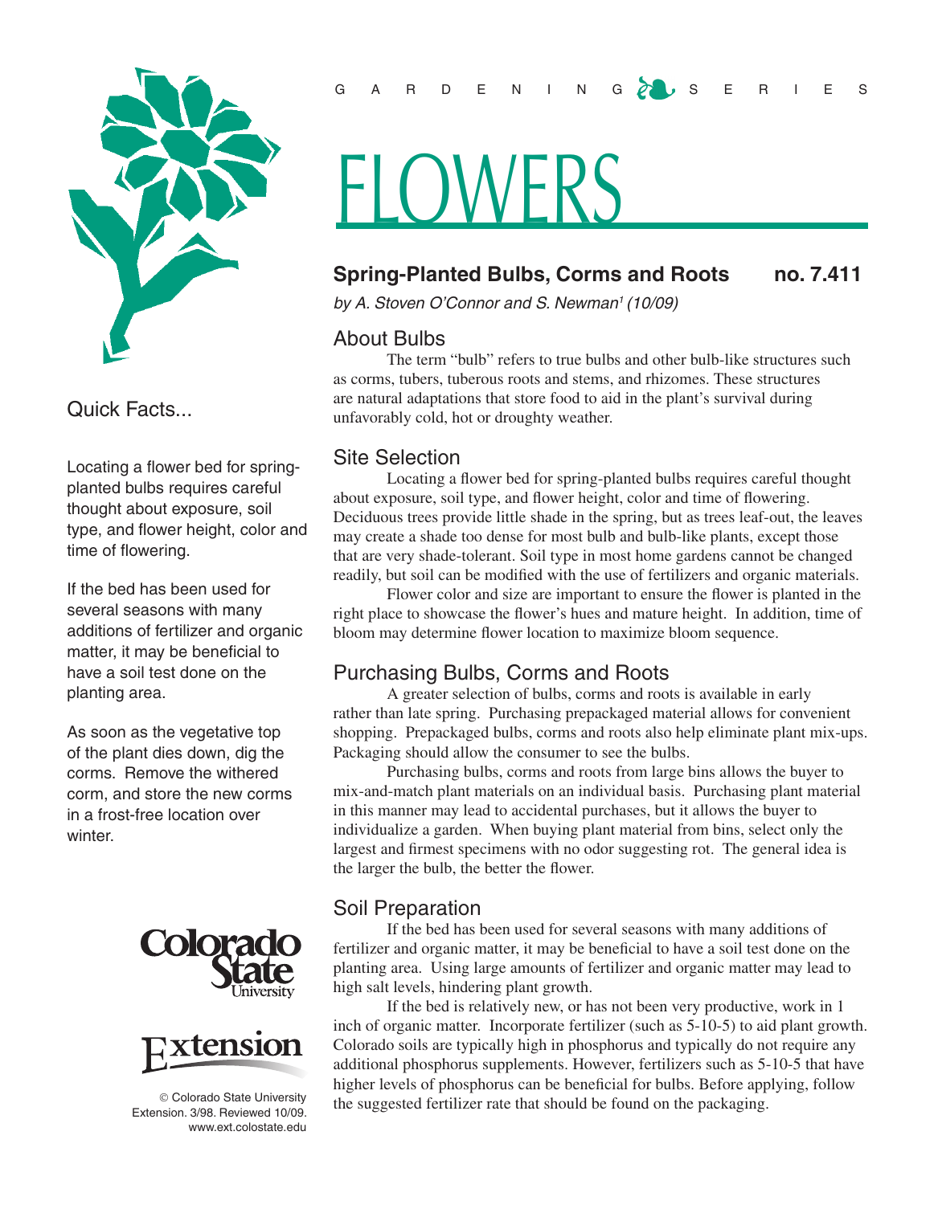GARDENING SERIES

# FLOWERS

## Spring-Planted Bulbs, Corms and Roots — no. 7.411

*by A. Stoven O'Connor and S. Newman[1] (10/09)*

### Quick Facts...

Locating a flower bed for spring-planted bulbs requires careful thought about exposure, soil type, and flower height, color and time of flowering.

If the bed has been used for several seasons with many additions of fertilizer and organic matter, it may be beneficial to have a soil test done on the planting area.

As soon as the vegetative top of the plant dies down, dig the corms. Remove the withered corm, and store the new corms in a frost-free location over winter.

© Colorado State University Extension. 3/98. Reviewed 10/09.
www.ext.colostate.edu

### About Bulbs

The term "bulb" refers to true bulbs and other bulb-like structures such as corms, tubers, tuberous roots and stems, and rhizomes. These structures are natural adaptations that store food to aid in the plant's survival during unfavorably cold, hot or droughty weather.

### Site Selection

Locating a flower bed for spring-planted bulbs requires careful thought about exposure, soil type, and flower height, color and time of flowering. Deciduous trees provide little shade in the spring, but as trees leaf-out, the leaves may create a shade too dense for most bulb and bulb-like plants, except those that are very shade-tolerant. Soil type in most home gardens cannot be changed readily, but soil can be modified with the use of fertilizers and organic materials.

Flower color and size are important to ensure the flower is planted in the right place to showcase the flower's hues and mature height. In addition, time of bloom may determine flower location to maximize bloom sequence.

### Purchasing Bulbs, Corms and Roots

A greater selection of bulbs, corms and roots is available in early rather than late spring. Purchasing prepackaged material allows for convenient shopping. Prepackaged bulbs, corms and roots also help eliminate plant mix-ups. Packaging should allow the consumer to see the bulbs.

Purchasing bulbs, corms and roots from large bins allows the buyer to mix-and-match plant materials on an individual basis. Purchasing plant material in this manner may lead to accidental purchases, but it allows the buyer to individualize a garden. When buying plant material from bins, select only the largest and firmest specimens with no odor suggesting rot. The general idea is the larger the bulb, the better the flower.

### Soil Preparation

If the bed has been used for several seasons with many additions of fertilizer and organic matter, it may be beneficial to have a soil test done on the planting area. Using large amounts of fertilizer and organic matter may lead to high salt levels, hindering plant growth.

If the bed is relatively new, or has not been very productive, work in 1 inch of organic matter. Incorporate fertilizer (such as 5-10-5) to aid plant growth. Colorado soils are typically high in phosphorus and typically do not require any additional phosphorus supplements. However, fertilizers such as 5-10-5 that have higher levels of phosphorus can be beneficial for bulbs. Before applying, follow the suggested fertilizer rate that should be found on the packaging.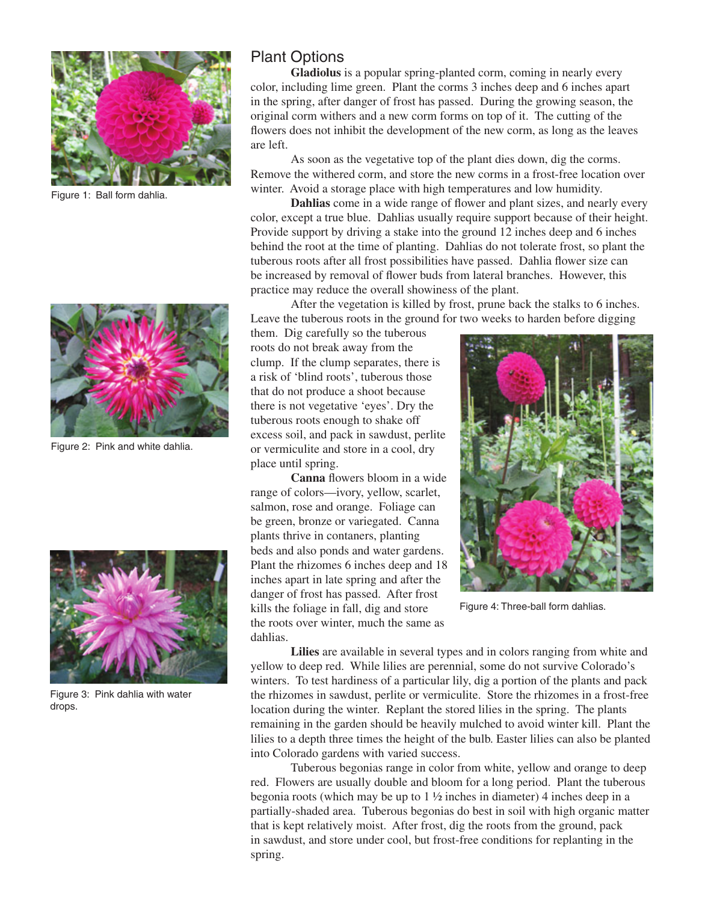## Plant Options

**Gladiolus** is a popular spring-planted corm, coming in nearly every color, including lime green. Plant the corms 3 inches deep and 6 inches apart in the spring, after danger of frost has passed. During the growing season, the original corm withers and a new corm forms on top of it. The cutting of the flowers does not inhibit the development of the new corm, as long as the leaves are left.

As soon as the vegetative top of the plant dies down, dig the corms. Remove the withered corm, and store the new corms in a frost-free location over winter. Avoid a storage place with high temperatures and low humidity.

**Dahlias** come in a wide range of flower and plant sizes, and nearly every color, except a true blue. Dahlias usually require support because of their height. Provide support by driving a stake into the ground 12 inches deep and 6 inches behind the root at the time of planting. Dahlias do not tolerate frost, so plant the tuberous roots after all frost possibilities have passed. Dahlia flower size can be increased by removal of flower buds from lateral branches. However, this practice may reduce the overall showiness of the plant.

After the vegetation is killed by frost, prune back the stalks to 6 inches. Leave the tuberous roots in the ground for two weeks to harden before digging them. Dig carefully so the tuberous roots do not break away from the clump. If the clump separates, there is a risk of 'blind roots', tuberous those that do not produce a shoot because there is not vegetative 'eyes'. Dry the tuberous roots enough to shake off excess soil, and pack in sawdust, perlite or vermiculite and store in a cool, dry place until spring.

**Canna** flowers bloom in a wide range of colors—ivory, yellow, scarlet, salmon, rose and orange. Foliage can be green, bronze or variegated. Canna plants thrive in contaners, planting beds and also ponds and water gardens. Plant the rhizomes 6 inches deep and 18 inches apart in late spring and after the danger of frost has passed. After frost kills the foliage in fall, dig and store the roots over winter, much the same as dahlias.

Figure 1: Ball form dahlia.

Figure 2: Pink and white dahlia.

Figure 3: Pink dahlia with water drops.

Figure 4: Three-ball form dahlias.

**Lilies** are available in several types and in colors ranging from white and yellow to deep red. While lilies are perennial, some do not survive Colorado's winters. To test hardiness of a particular lily, dig a portion of the plants and pack the rhizomes in sawdust, perlite or vermiculite. Store the rhizomes in a frost-free location during the winter. Replant the stored lilies in the spring. The plants remaining in the garden should be heavily mulched to avoid winter kill. Plant the lilies to a depth three times the height of the bulb. Easter lilies can also be planted into Colorado gardens with varied success.

Tuberous begonias range in color from white, yellow and orange to deep red. Flowers are usually double and bloom for a long period. Plant the tuberous begonia roots (which may be up to 1 ½ inches in diameter) 4 inches deep in a partially-shaded area. Tuberous begonias do best in soil with high organic matter that is kept relatively moist. After frost, dig the roots from the ground, pack in sawdust, and store under cool, but frost-free conditions for replanting in the spring.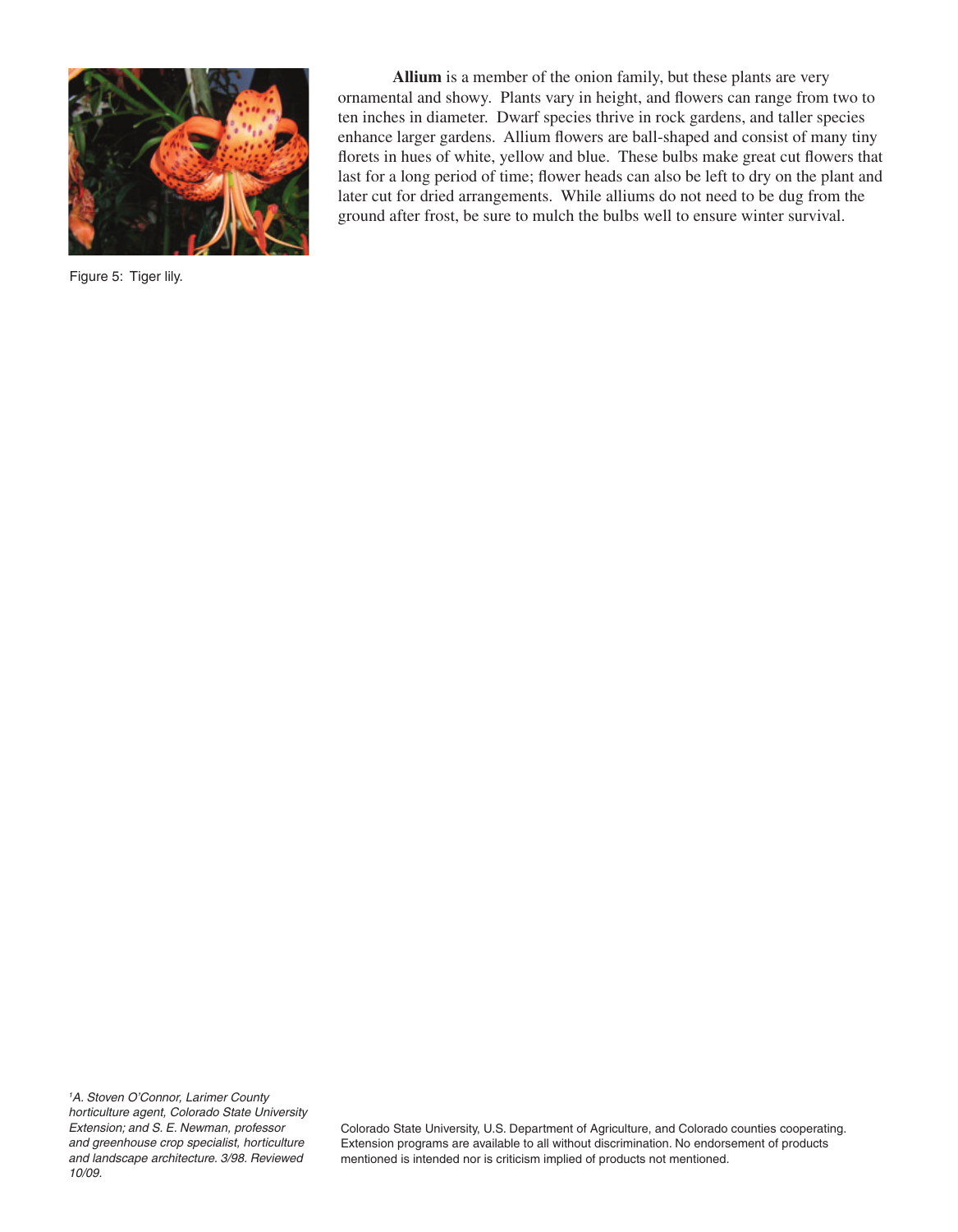**Allium** is a member of the onion family, but these plants are very ornamental and showy. Plants vary in height, and flowers can range from two to ten inches in diameter. Dwarf species thrive in rock gardens, and taller species enhance larger gardens. Allium flowers are ball-shaped and consist of many tiny florets in hues of white, yellow and blue. These bulbs make great cut flowers that last for a long period of time; flower heads can also be left to dry on the plant and later cut for dried arrangements. While alliums do not need to be dug from the ground after frost, be sure to mulch the bulbs well to ensure winter survival.

Figure 5: Tiger lily.

[1]*A. Stoven O'Connor, Larimer County horticulture agent, Colorado State University Extension; and S. E. Newman, professor and greenhouse crop specialist, horticulture and landscape architecture. 3/98. Reviewed 10/09.*

Colorado State University, U.S. Department of Agriculture, and Colorado counties cooperating. Extension programs are available to all without discrimination. No endorsement of products mentioned is intended nor is criticism implied of products not mentioned.